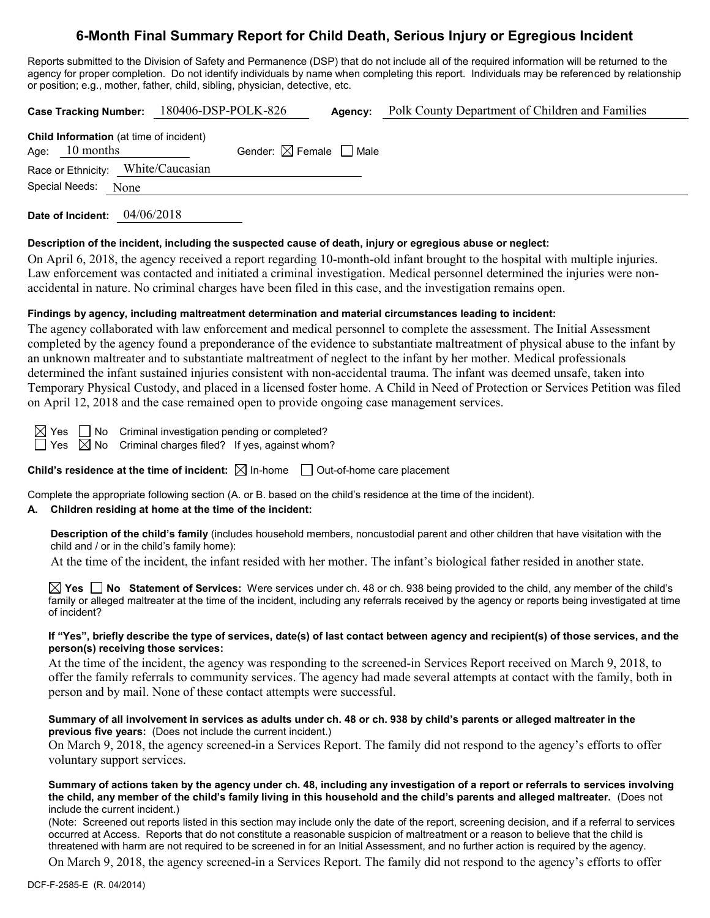# 6-Month Final Summary Report for Child Death, Serious Injury or Egregious Incident

Reports submitted to the Division of Safety and Permanence (DSP) that do not include all of the required information will be returned to the agency for proper completion. Do not identify individuals by name when completing this report. Individuals may be referenced by relationship or position; e.g., mother, father, child, sibling, physician, detective, etc.

**Case Tracking Number:** 180406-DSP-POLK-826 **Agency:** Polk County Department of Children and Families

**Child Information** (at time of incident)
Age: 10 months Gender: ☒ Female ☐ Male
Race or Ethnicity: White/Caucasian
Special Needs: None

**Date of Incident:** 04/06/2018

**Description of the incident, including the suspected cause of death, injury or egregious abuse or neglect:**

On April 6, 2018, the agency received a report regarding 10-month-old infant brought to the hospital with multiple injuries. Law enforcement was contacted and initiated a criminal investigation. Medical personnel determined the injuries were non-accidental in nature. No criminal charges have been filed in this case, and the investigation remains open.

**Findings by agency, including maltreatment determination and material circumstances leading to incident:**

The agency collaborated with law enforcement and medical personnel to complete the assessment. The Initial Assessment completed by the agency found a preponderance of the evidence to substantiate maltreatment of physical abuse to the infant by an unknown maltreater and to substantiate maltreatment of neglect to the infant by her mother. Medical professionals determined the infant sustained injuries consistent with non-accidental trauma. The infant was deemed unsafe, taken into Temporary Physical Custody, and placed in a licensed foster home. A Child in Need of Protection or Services Petition was filed on April 12, 2018 and the case remained open to provide ongoing case management services.

☒ Yes ☐ No Criminal investigation pending or completed?
☐ Yes ☒ No Criminal charges filed? If yes, against whom?

**Child's residence at the time of incident:** ☒ In-home ☐ Out-of-home care placement

Complete the appropriate following section (A. or B. based on the child's residence at the time of the incident).

**A. Children residing at home at the time of the incident:**

**Description of the child's family** (includes household members, noncustodial parent and other children that have visitation with the child and / or in the child's family home):

At the time of the incident, the infant resided with her mother. The infant's biological father resided in another state.

☒ **Yes** ☐ **No Statement of Services:** Were services under ch. 48 or ch. 938 being provided to the child, any member of the child's family or alleged maltreater at the time of the incident, including any referrals received by the agency or reports being investigated at time of incident?

**If "Yes", briefly describe the type of services, date(s) of last contact between agency and recipient(s) of those services, and the person(s) receiving those services:**

At the time of the incident, the agency was responding to the screened-in Services Report received on March 9, 2018, to offer the family referrals to community services. The agency had made several attempts at contact with the family, both in person and by mail. None of these contact attempts were successful.

**Summary of all involvement in services as adults under ch. 48 or ch. 938 by child's parents or alleged maltreater in the previous five years:** (Does not include the current incident.)

On March 9, 2018, the agency screened-in a Services Report. The family did not respond to the agency's efforts to offer voluntary support services.

**Summary of actions taken by the agency under ch. 48, including any investigation of a report or referrals to services involving the child, any member of the child's family living in this household and the child's parents and alleged maltreater.** (Does not include the current incident.)

(Note: Screened out reports listed in this section may include only the date of the report, screening decision, and if a referral to services occurred at Access. Reports that do not constitute a reasonable suspicion of maltreatment or a reason to believe that the child is threatened with harm are not required to be screened in for an Initial Assessment, and no further action is required by the agency.

On March 9, 2018, the agency screened-in a Services Report. The family did not respond to the agency's efforts to offer

DCF-F-2585-E (R. 04/2014)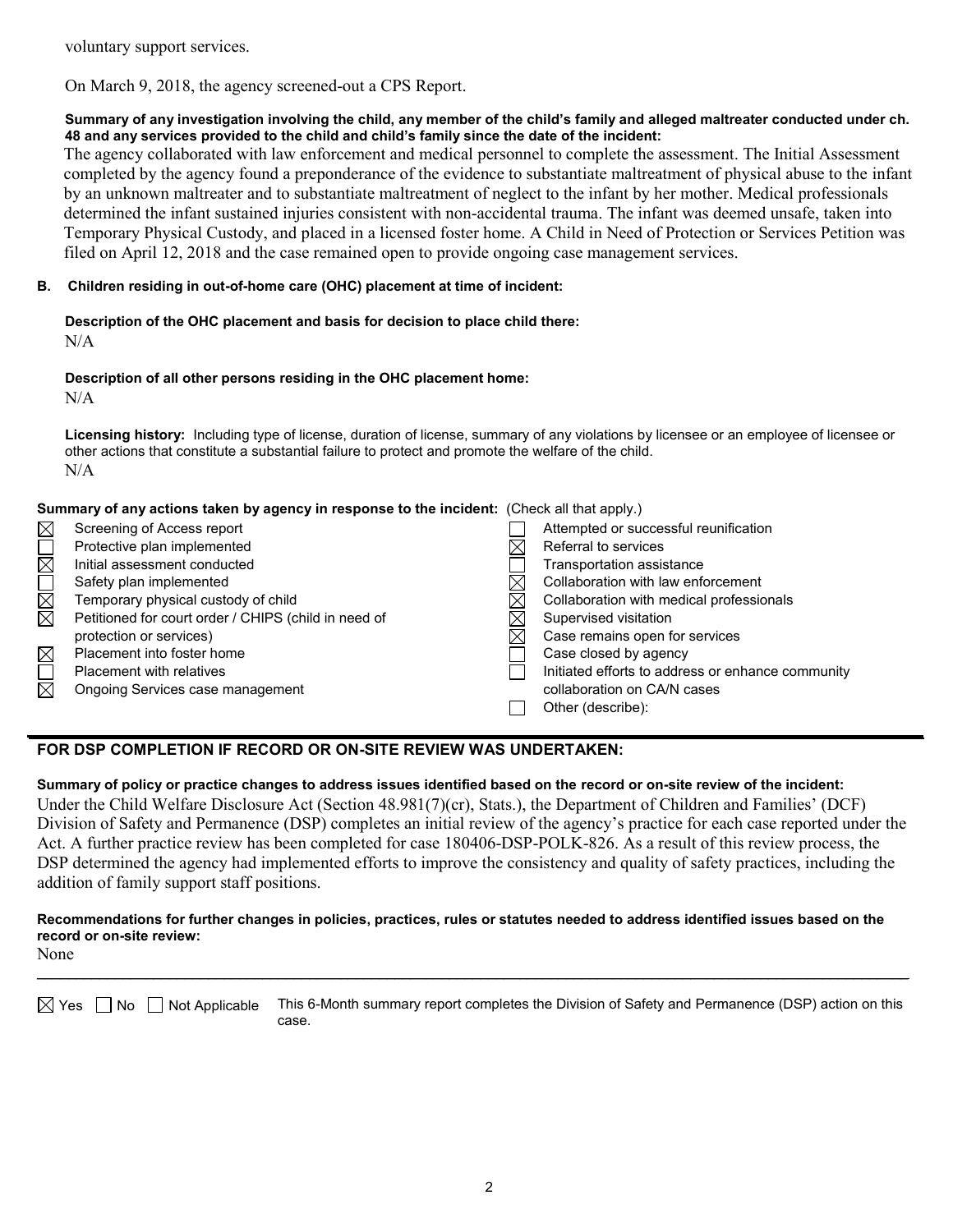voluntary support services.

On March 9, 2018, the agency screened-out a CPS Report.

**Summary of any investigation involving the child, any member of the child's family and alleged maltreater conducted under ch. 48 and any services provided to the child and child's family since the date of the incident:**

The agency collaborated with law enforcement and medical personnel to complete the assessment. The Initial Assessment completed by the agency found a preponderance of the evidence to substantiate maltreatment of physical abuse to the infant by an unknown maltreater and to substantiate maltreatment of neglect to the infant by her mother. Medical professionals determined the infant sustained injuries consistent with non-accidental trauma. The infant was deemed unsafe, taken into Temporary Physical Custody, and placed in a licensed foster home. A Child in Need of Protection or Services Petition was filed on April 12, 2018 and the case remained open to provide ongoing case management services.

**B. Children residing in out-of-home care (OHC) placement at time of incident:**

**Description of the OHC placement and basis for decision to place child there:**

N/A

**Description of all other persons residing in the OHC placement home:**

N/A

**Licensing history:** Including type of license, duration of license, summary of any violations by licensee or an employee of licensee or other actions that constitute a substantial failure to protect and promote the welfare of the child.

N/A

**Summary of any actions taken by agency in response to the incident:** (Check all that apply.)

- ☒ Screening of Access report
- ☐ Protective plan implemented
- ☒ Initial assessment conducted
- ☐ Safety plan implemented
- ☒ Temporary physical custody of child
- ☒ Petitioned for court order / CHIPS (child in need of protection or services)
- ☒ Placement into foster home
- ☐ Placement with relatives
- ☒ Ongoing Services case management
- ☐ Attempted or successful reunification
- ☒ Referral to services
- ☐ Transportation assistance
- ☒ Collaboration with law enforcement
- ☒ Collaboration with medical professionals
- ☒ Supervised visitation
- ☒ Case remains open for services
- ☐ Case closed by agency
- ☐ Initiated efforts to address or enhance community collaboration on CA/N cases
- ☐ Other (describe):

## FOR DSP COMPLETION IF RECORD OR ON-SITE REVIEW WAS UNDERTAKEN:

**Summary of policy or practice changes to address issues identified based on the record or on-site review of the incident:**

Under the Child Welfare Disclosure Act (Section 48.981(7)(cr), Stats.), the Department of Children and Families' (DCF) Division of Safety and Permanence (DSP) completes an initial review of the agency's practice for each case reported under the Act. A further practice review has been completed for case 180406-DSP-POLK-826. As a result of this review process, the DSP determined the agency had implemented efforts to improve the consistency and quality of safety practices, including the addition of family support staff positions.

**Recommendations for further changes in policies, practices, rules or statutes needed to address identified issues based on the record or on-site review:**

None

---

☒ Yes ☐ No ☐ Not Applicable This 6-Month summary report completes the Division of Safety and Permanence (DSP) action on this case.